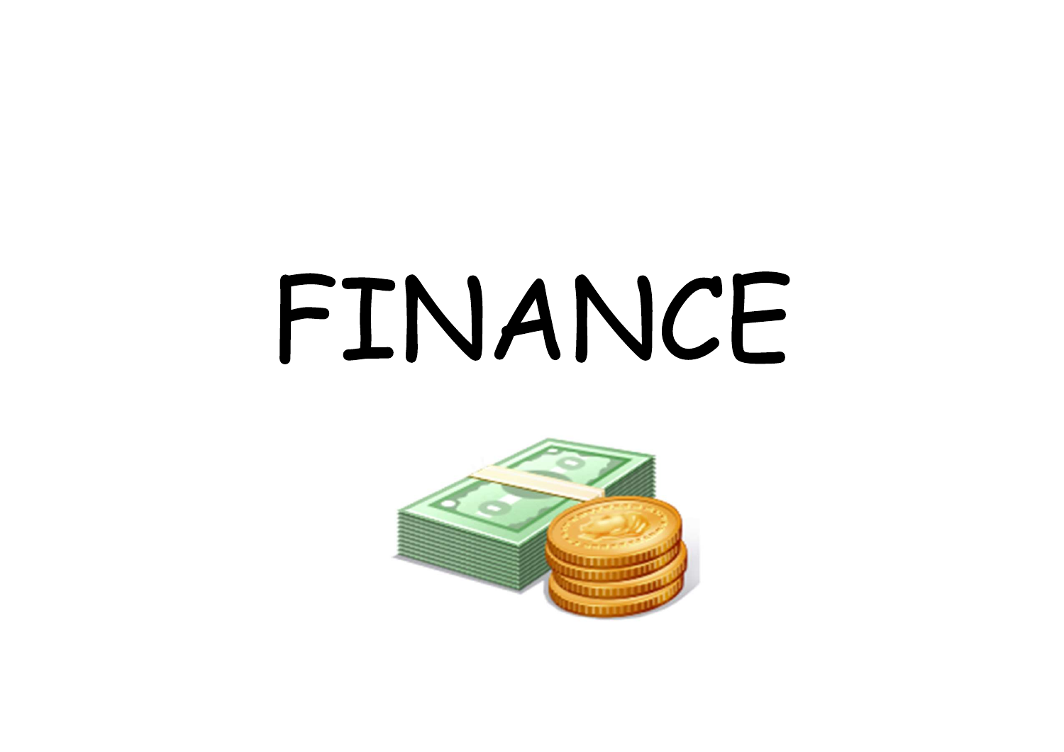# FINANCE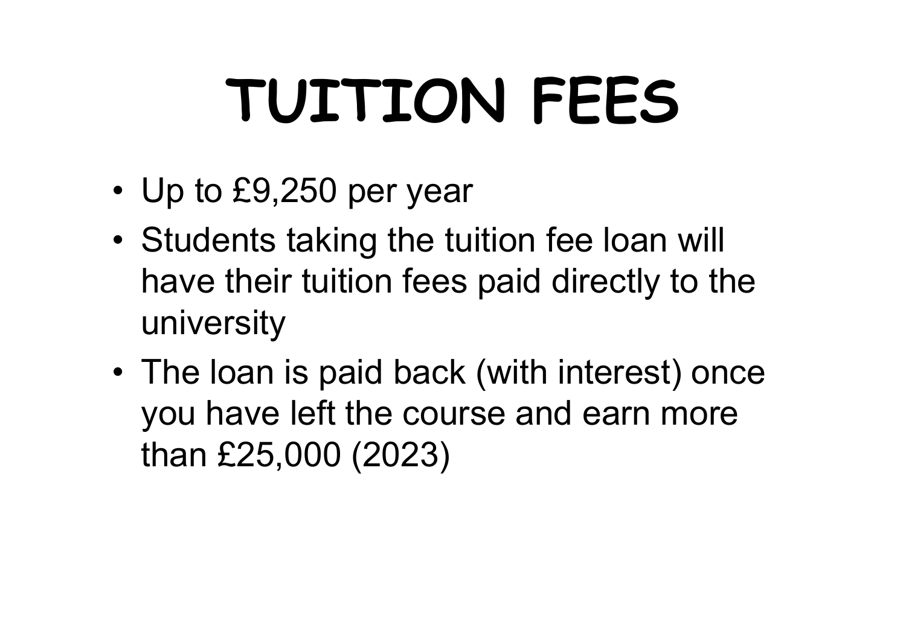# TUITION FEES

- Up to £9,250 per year
- Students taking the tuition fee loan will have their tuition fees paid directly to the university
- The loan is paid back (with interest) once you have left the course and earn more than £25,000 (2023)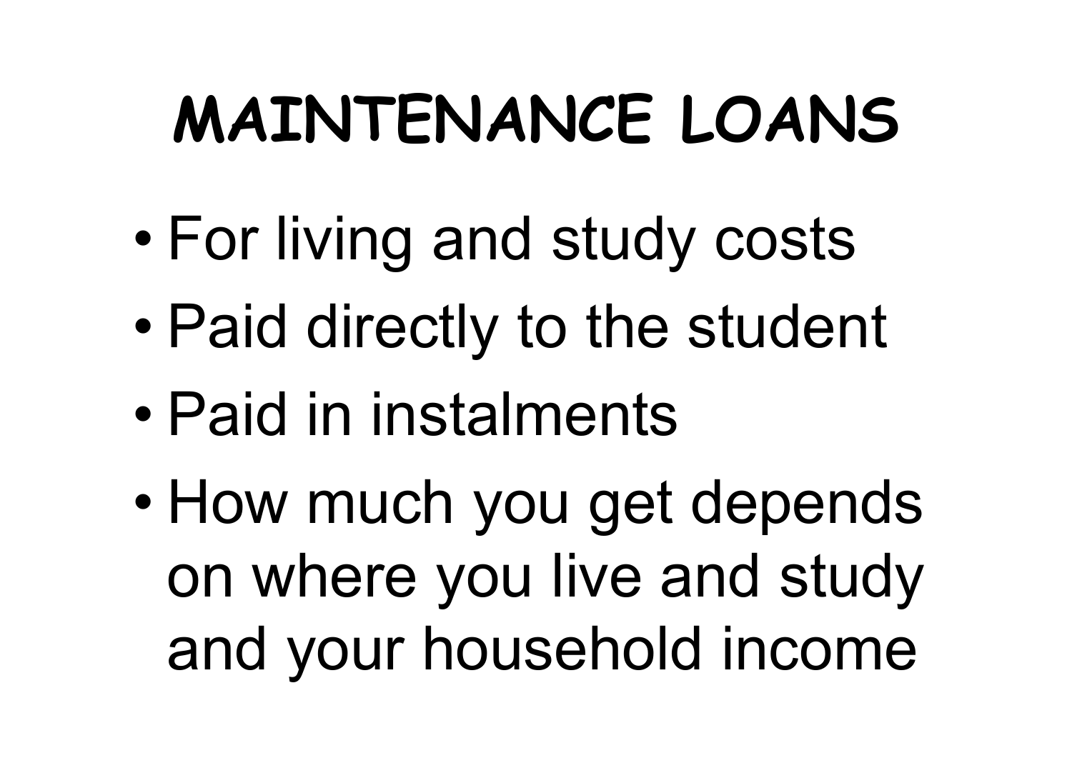# MAINTENANCE LOANS

- For living and study costs
- Paid directly to the student
- Paid in instalments
- How much you get depends on where you live and study and your household income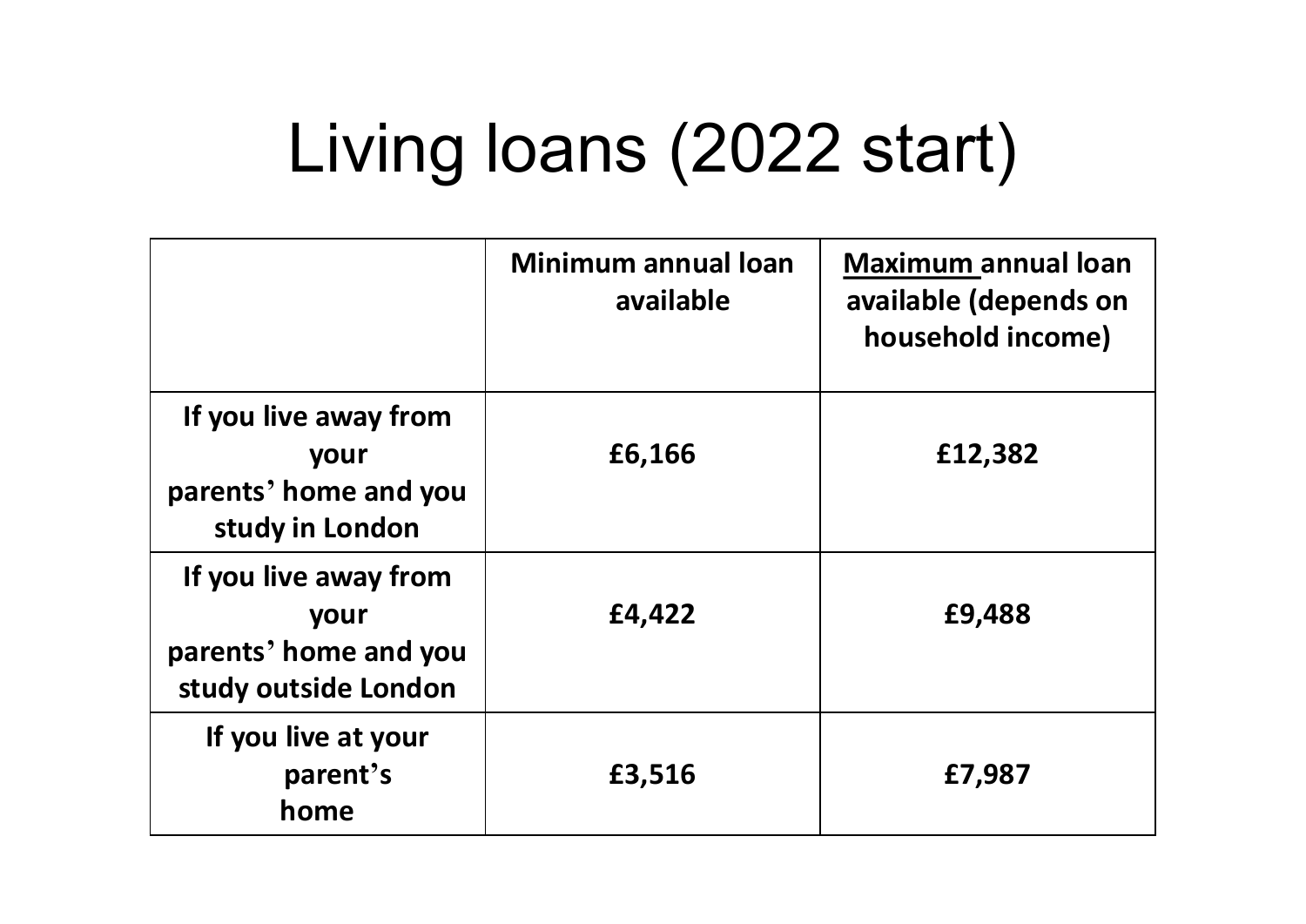# Living loans (2022 start)

| | **Minimum annual loan available** | **Maximum annual loan available (depends on household income)** |
|---|---|---|
| **If you live away from your parents' home and you study in London** | **£6,166** | **£12,382** |
| **If you live away from your parents' home and you study outside London** | **£4,422** | **£9,488** |
| **If you live at your parent's home** | **£3,516** | **£7,987** |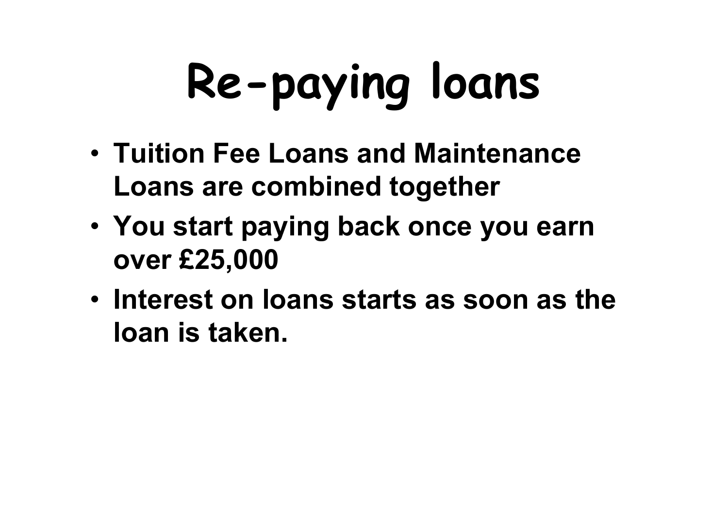# Re-paying loans

- **Tuition Fee Loans and Maintenance Loans are combined together**
- **You start paying back once you earn over £25,000**
- **Interest on loans starts as soon as the loan is taken.**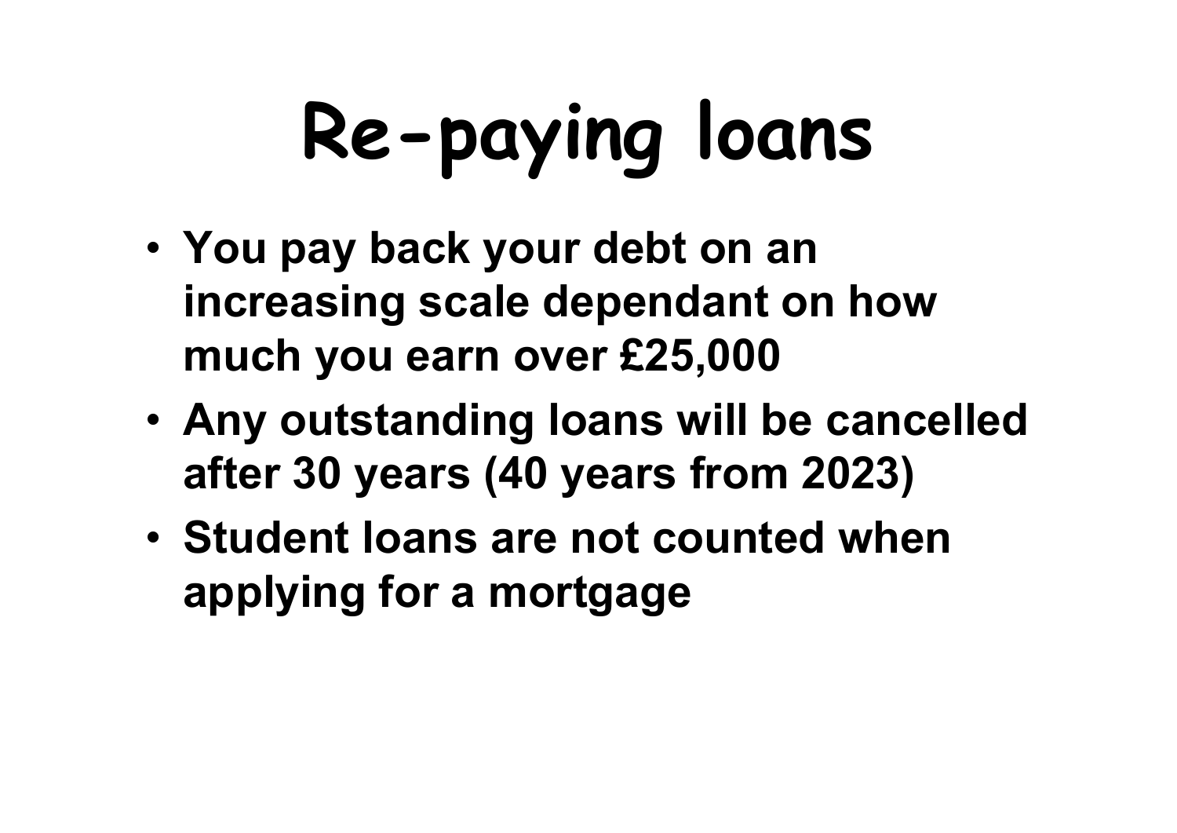# Re-paying loans

- **You pay back your debt on an increasing scale dependant on how much you earn over £25,000**
- **Any outstanding loans will be cancelled after 30 years (40 years from 2023)**
- **Student loans are not counted when applying for a mortgage**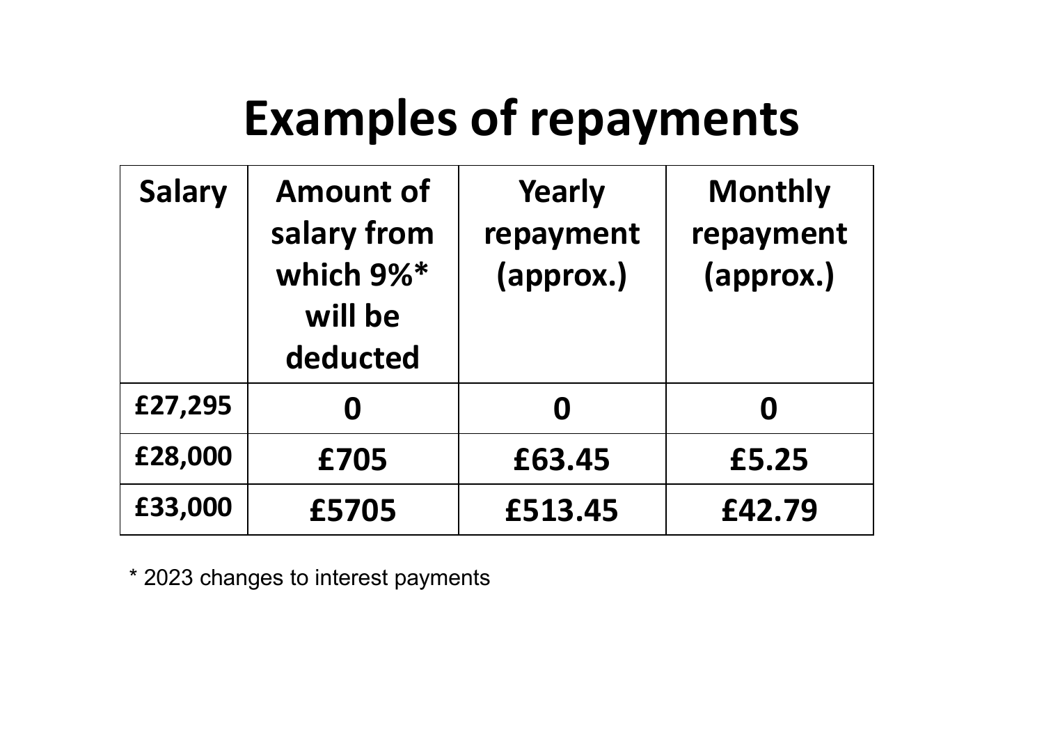# Examples of repayments

| Salary | Amount of salary from which 9%* will be deducted | Yearly repayment (approx.) | Monthly repayment (approx.) |
| --- | --- | --- | --- |
| £27,295 | 0 | 0 | 0 |
| £28,000 | £705 | £63.45 | £5.25 |
| £33,000 | £5705 | £513.45 | £42.79 |

* 2023 changes to interest payments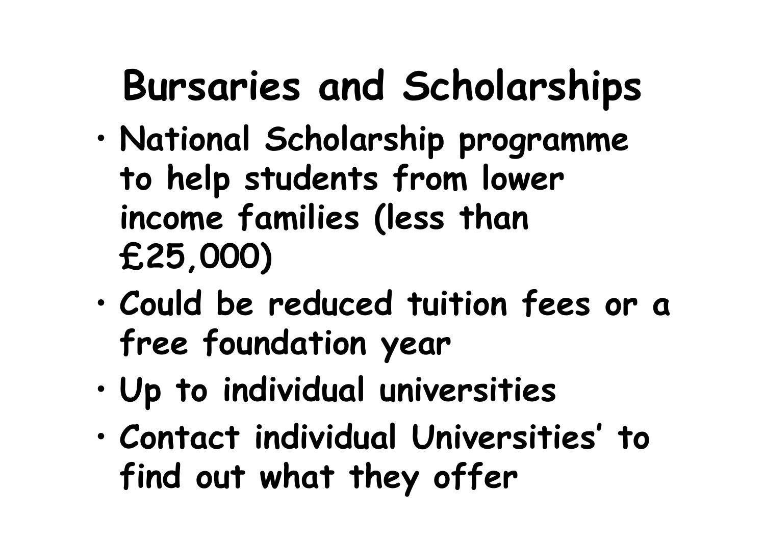# Bursaries and Scholarships

- National Scholarship programme to help students from lower income families (less than £25,000)
- Could be reduced tuition fees or a free foundation year
- Up to individual universities
- Contact individual Universities' to find out what they offer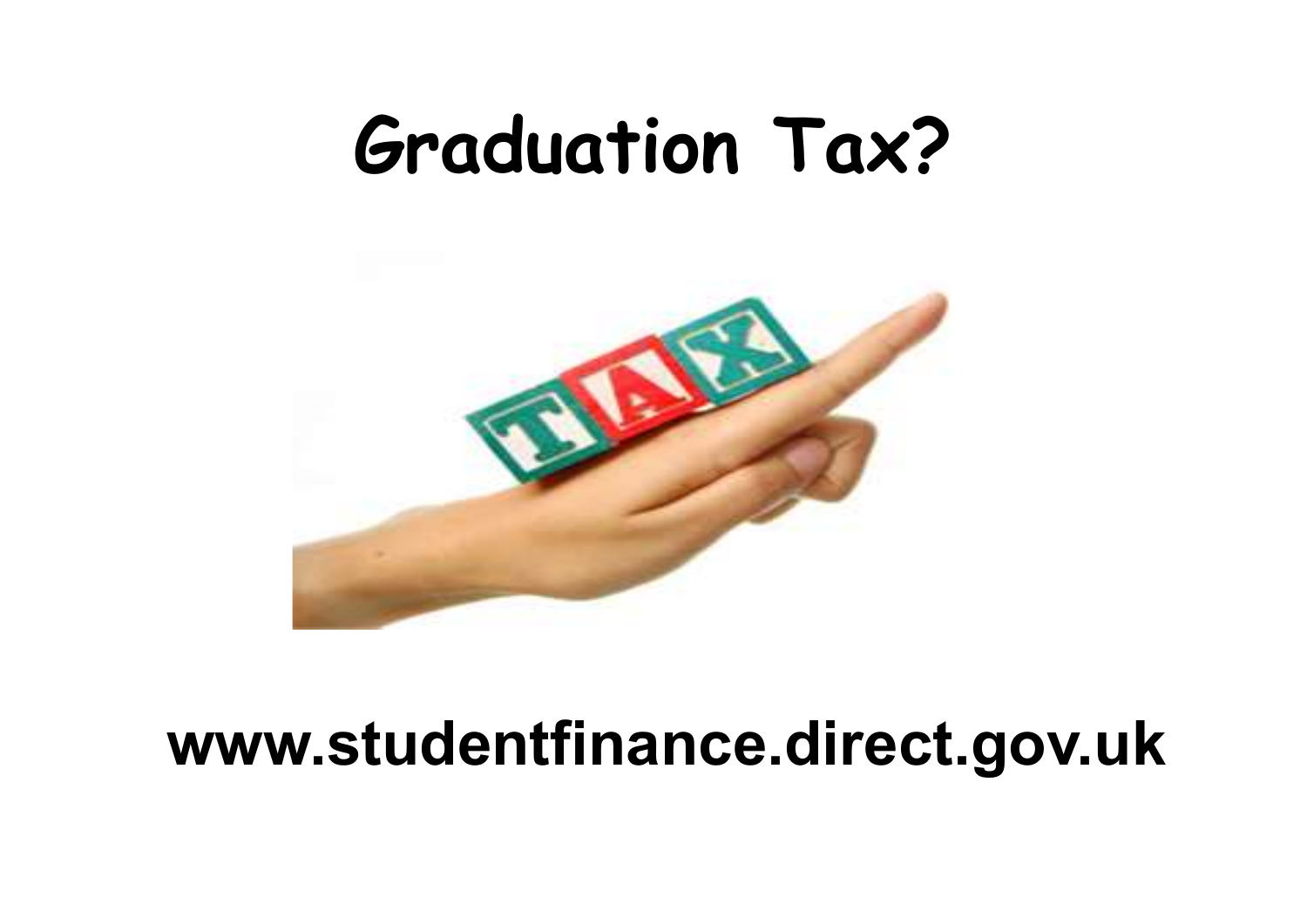# Graduation Tax?

**www.studentfinance.direct.gov.uk**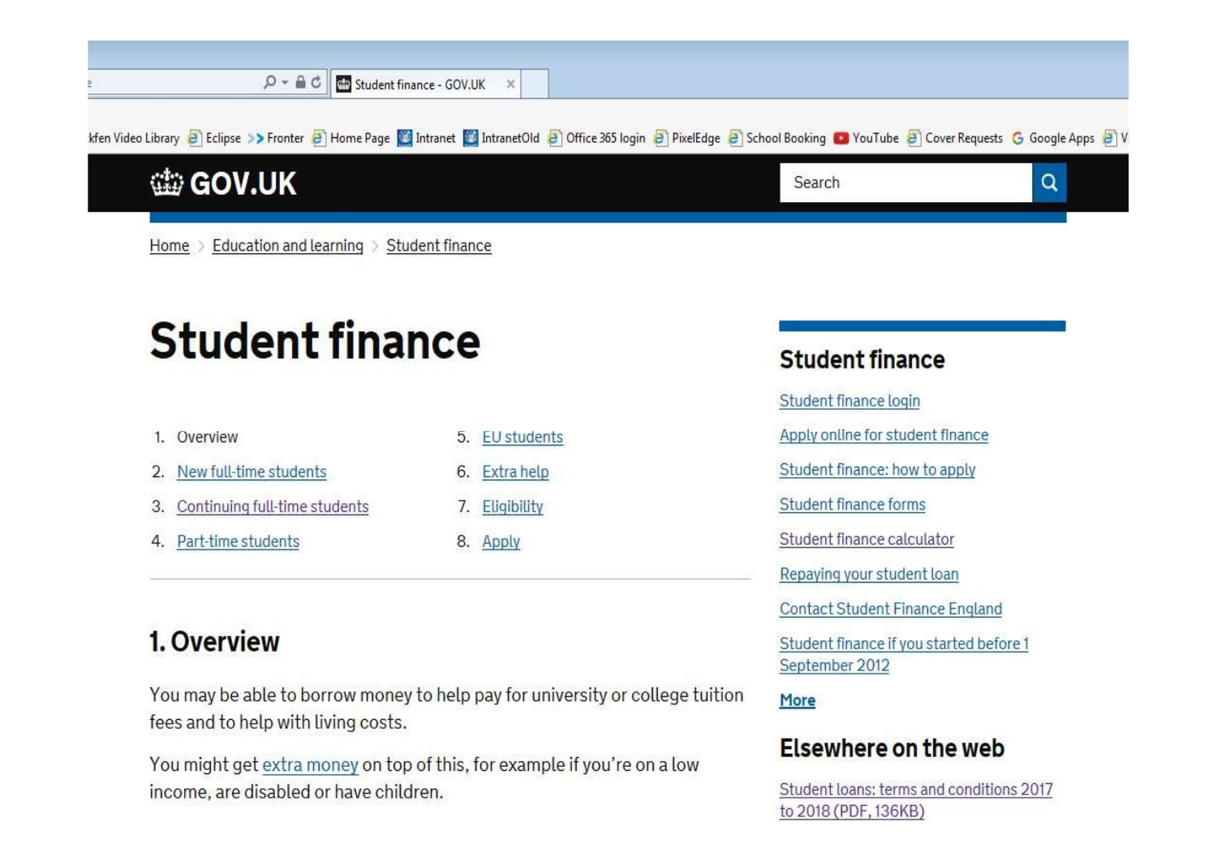Student finance - GOV.UK

kfen Video Library | Eclipse | Fronter | Home Page | Intranet | IntranetOld | Office 365 login | PixelEdge | School Booking | YouTube | Cover Requests | Google Apps | V

GOV.UK

Search

Home > Education and learning > Student finance

# Student finance

1. Overview
2. New full-time students
3. Continuing full-time students
4. Part-time students
5. EU students
6. Extra help
7. Eligibility
8. Apply

## 1. Overview

You may be able to borrow money to help pay for university or college tuition fees and to help with living costs.

You might get extra money on top of this, for example if you're on a low income, are disabled or have children.

### Student finance

- Student finance login
- Apply online for student finance
- Student finance: how to apply
- Student finance forms
- Student finance calculator
- Repaying your student loan
- Contact Student Finance England
- Student finance if you started before 1 September 2012

**More**

### Elsewhere on the web

- Student loans: terms and conditions 2017 to 2018 (PDF, 136KB)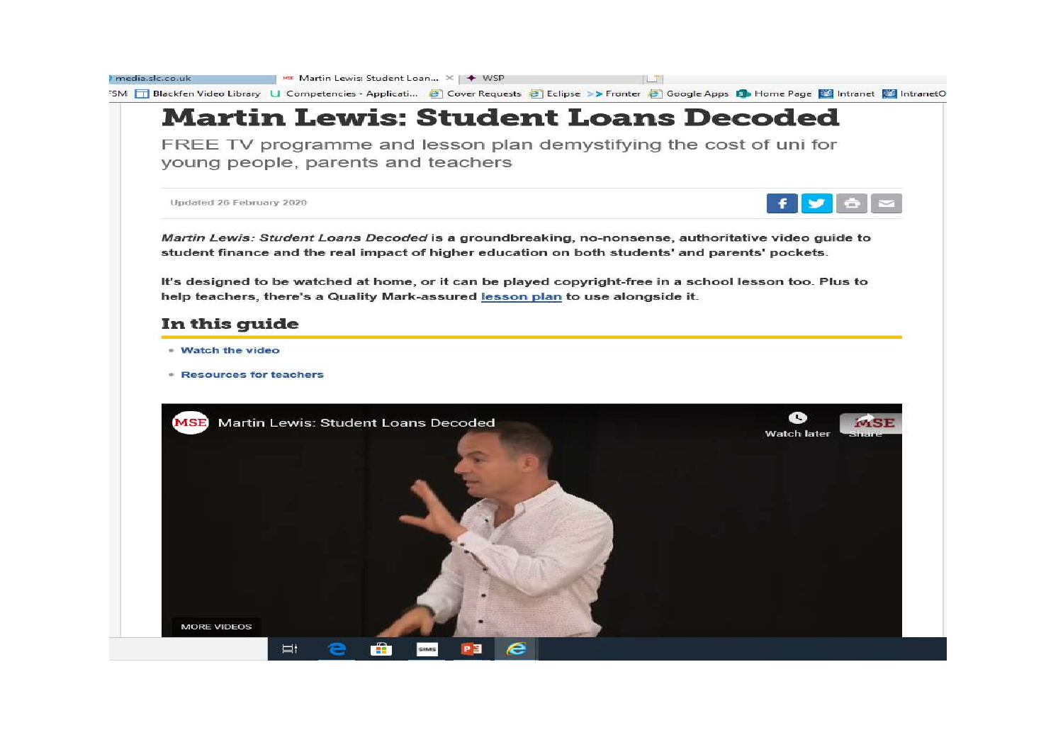# Martin Lewis: Student Loans Decoded

FREE TV programme and lesson plan demystifying the cost of uni for young people, parents and teachers

Updated 26 February 2020

*Martin Lewis: Student Loans Decoded* is a groundbreaking, no-nonsense, authoritative video guide to student finance and the real impact of higher education on both students' and parents' pockets.

It's designed to be watched at home, or it can be played copyright-free in a school lesson too. Plus to help teachers, there's a Quality Mark-assured lesson plan to use alongside it.

## In this guide

- Watch the video
- Resources for teachers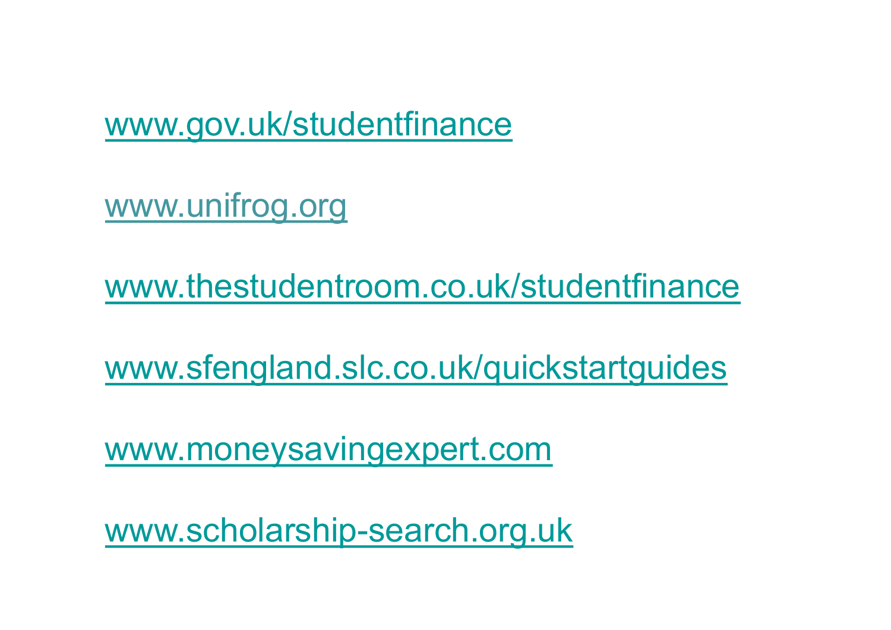www.gov.uk/studentfinance

www.unifrog.org

www.thestudentroom.co.uk/studentfinance

www.sfengland.slc.co.uk/quickstartguides

www.moneysavingexpert.com

www.scholarship-search.org.uk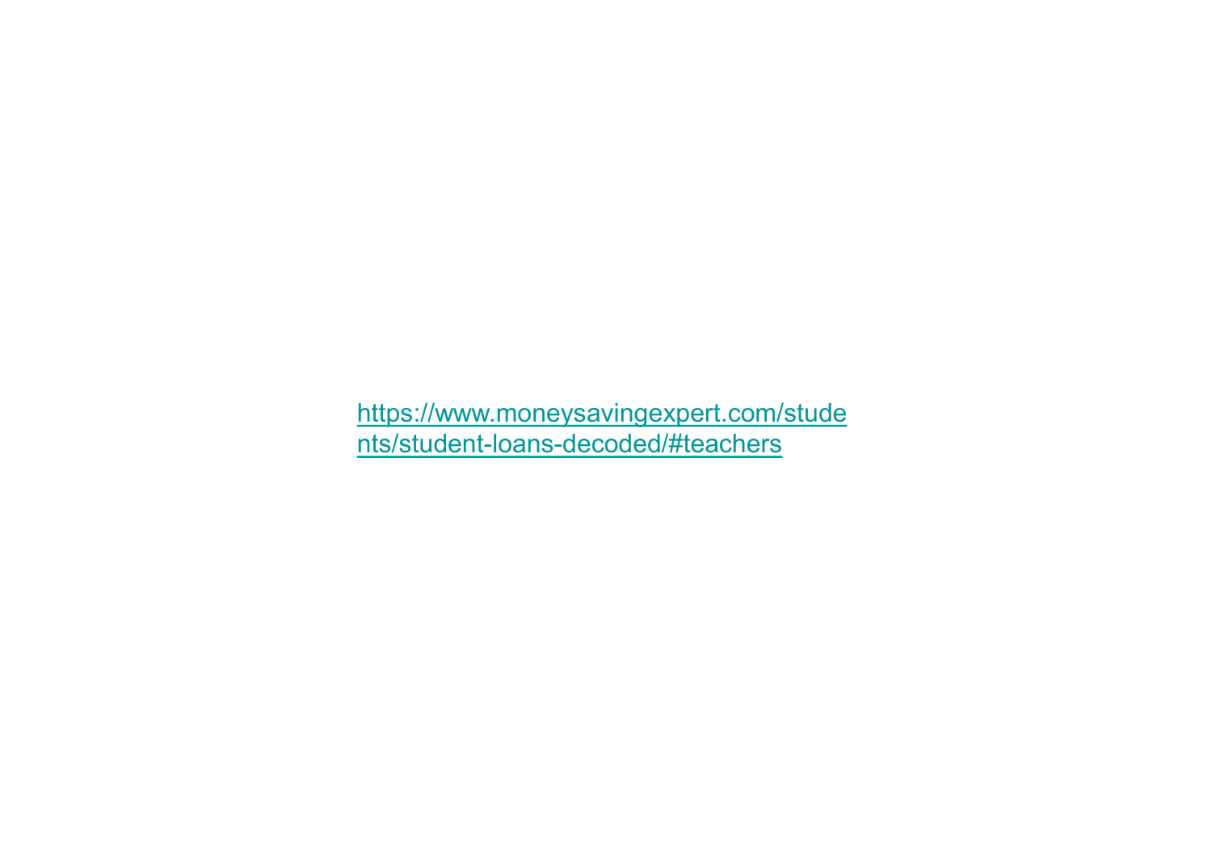https://www.moneysavingexpert.com/students/student-loans-decoded/#teachers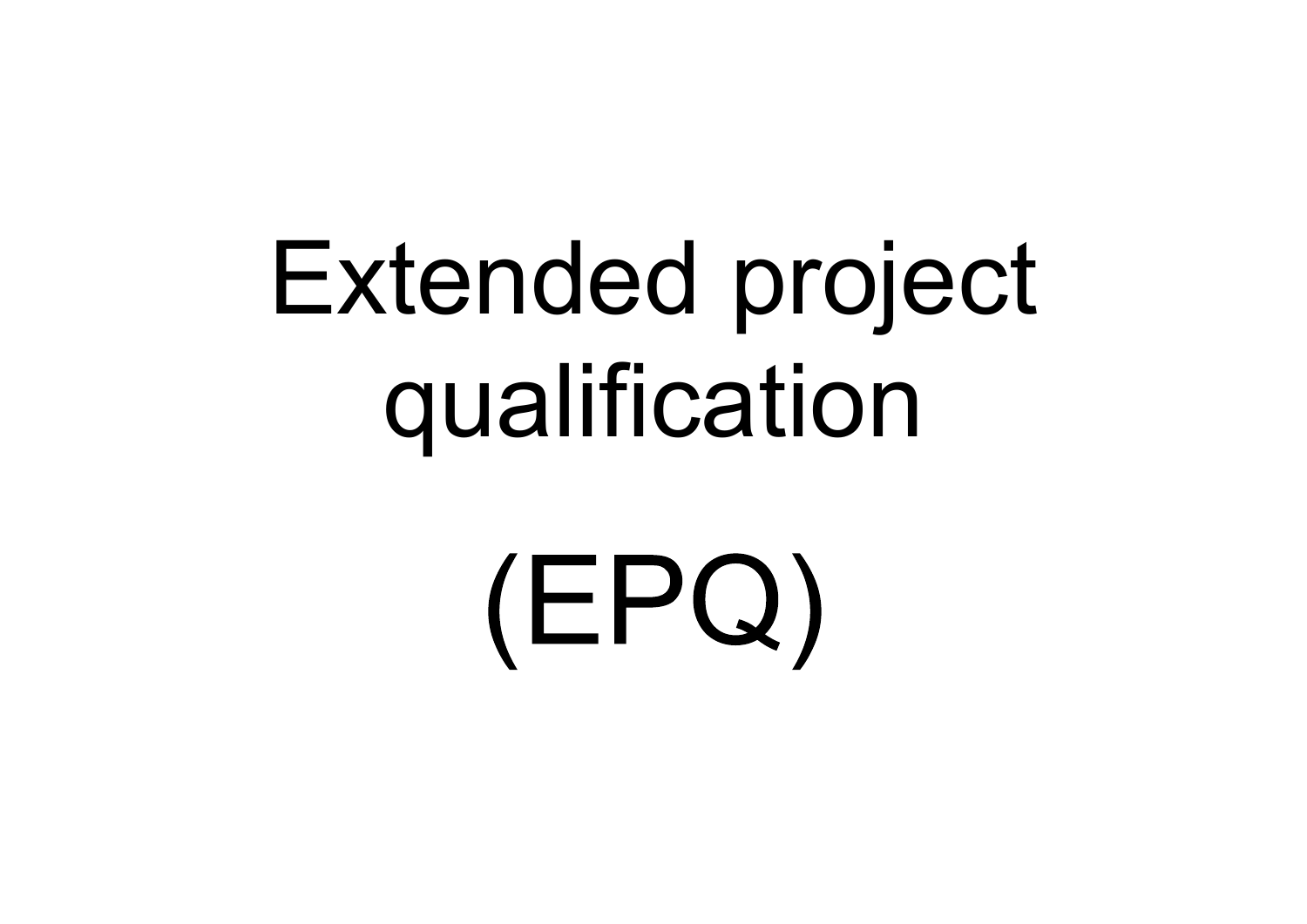# Extended project qualification

# (EPQ)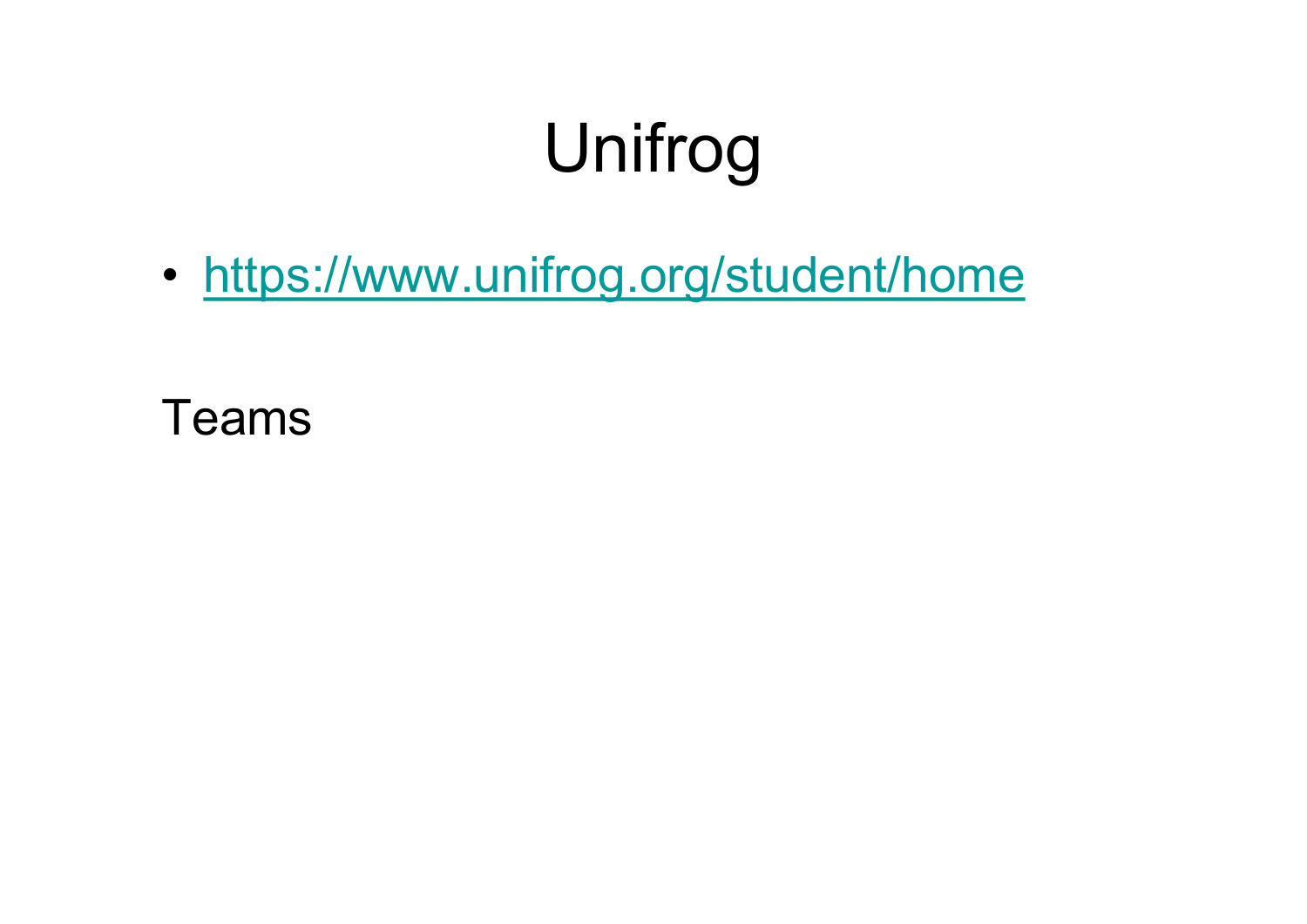# Unifrog

- https://www.unifrog.org/student/home

Teams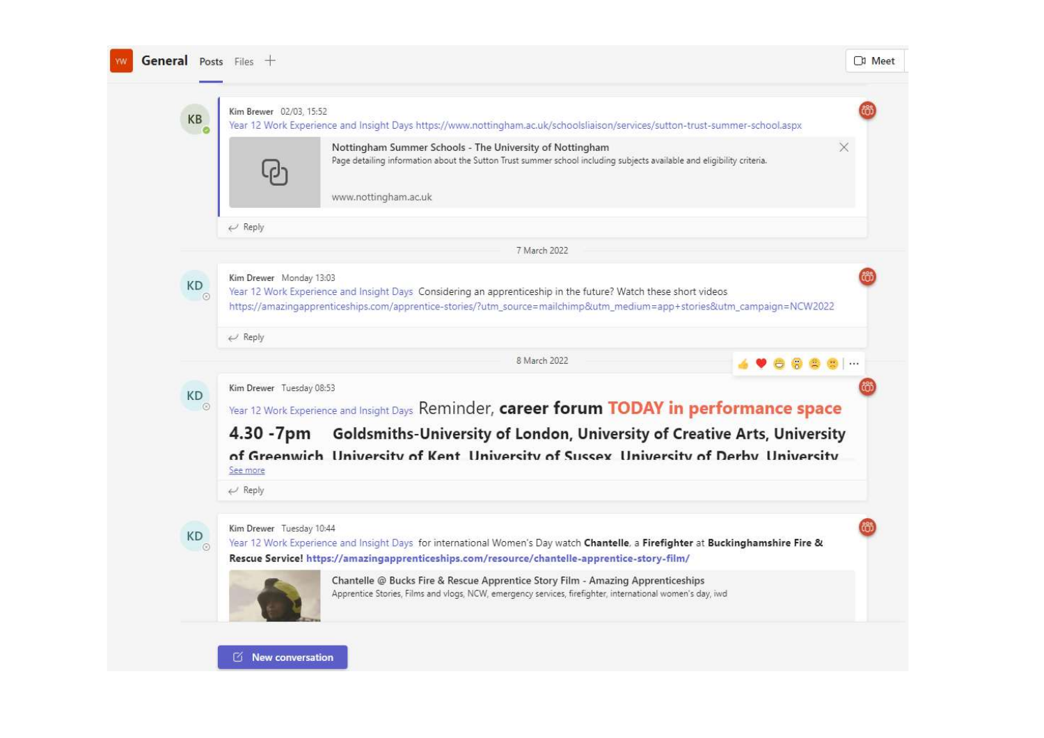YW **General** Posts Files +

Meet

KB

Kim Brewer 02/03, 15:52

Year 12 Work Experience and Insight Days https://www.nottingham.ac.uk/schoolsliaison/services/sutton-trust-summer-school.aspx

Nottingham Summer Schools - The University of Nottingham

Page detailing information about the Sutton Trust summer school including subjects available and eligibility criteria.

www.nottingham.ac.uk

Reply

7 March 2022

KD

Kim Drewer Monday 13:03

Year 12 Work Experience and Insight Days Considering an apprenticeship in the future? Watch these short videos https://amazingapprenticeships.com/apprentice-stories/?utm_source=mailchimp&utm_medium=app+stories&utm_campaign=NCW2022

Reply

8 March 2022

KD

Kim Drewer Tuesday 08:53

Year 12 Work Experience and Insight Days Reminder, **career forum** **TODAY in performance space**

**4.30 -7pm Goldsmiths-University of London, University of Creative Arts, University of Greenwich, University of Kent, University of Sussex, University of Derby, University**

See more

Reply

KD

Kim Drewer Tuesday 10:44

Year 12 Work Experience and Insight Days for international Women's Day watch **Chantelle**, a **Firefighter** at **Buckinghamshire Fire & Rescue Service!** **https://amazingapprenticeships.com/resource/chantelle-apprentice-story-film/**

Chantelle @ Bucks Fire & Rescue Apprentice Story Film - Amazing Apprenticeships

Apprentice Stories, Films and vlogs, NCW, emergency services, firefighter, international women's day, iwd

New conversation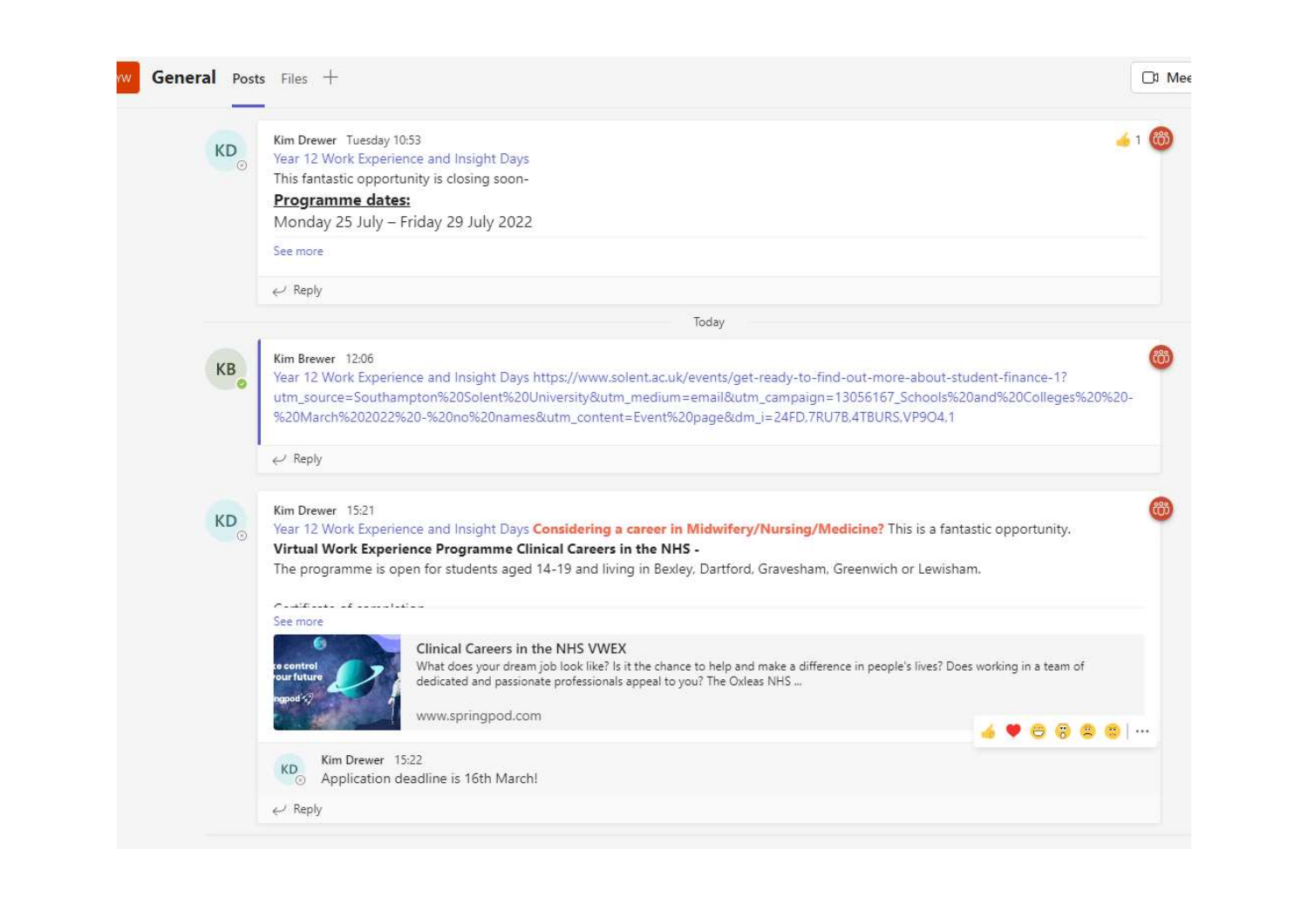General Posts Files +

KD

Kim Drewer Tuesday 10:53

Year 12 Work Experience and Insight Days

This fantastic opportunity is closing soon-

**Programme dates:**

Monday 25 July – Friday 29 July 2022

See more

Reply

Today

KB

Kim Brewer 12:06

Year 12 Work Experience and Insight Days https://www.solent.ac.uk/events/get-ready-to-find-out-more-about-student-finance-1?utm_source=Southampton%20Solent%20University&utm_medium=email&utm_campaign=13056167_Schools%20and%20Colleges%20%20-%20March%202022%20-%20no%20names&utm_content=Event%20page&dm_i=24FD,7RU7B,4TBURS,VP9O4,1

Reply

KD

Kim Drewer 15:21

Year 12 Work Experience and Insight Days **Considering a career in Midwifery/Nursing/Medicine?** This is a fantastic opportunity.

**Virtual Work Experience Programme Clinical Careers in the NHS -**

The programme is open for students aged 14-19 and living in Bexley, Dartford, Gravesham, Greenwich or Lewisham.

See more

Clinical Careers in the NHS VWEX

What does your dream job look like? Is it the chance to help and make a difference in people's lives? Does working in a team of dedicated and passionate professionals appeal to you? The Oxleas NHS ...

www.springpod.com

KD Kim Drewer 15:22

Application deadline is 16th March!

Reply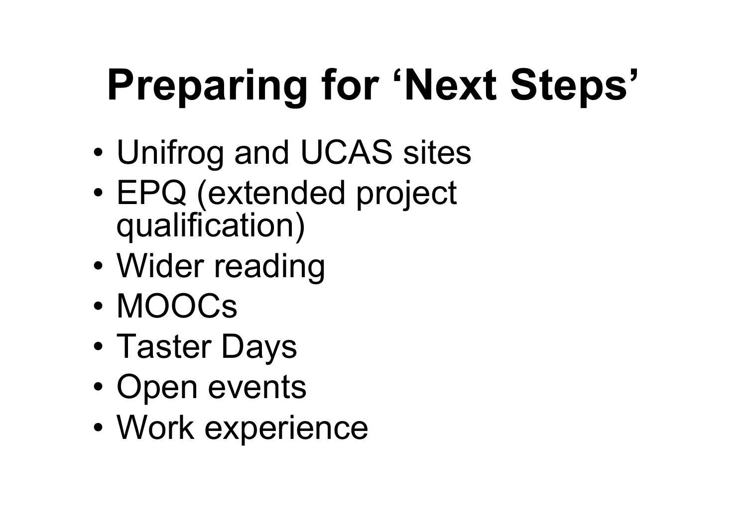# Preparing for 'Next Steps'

- Unifrog and UCAS sites
- EPQ (extended project qualification)
- Wider reading
- MOOCs
- Taster Days
- Open events
- Work experience